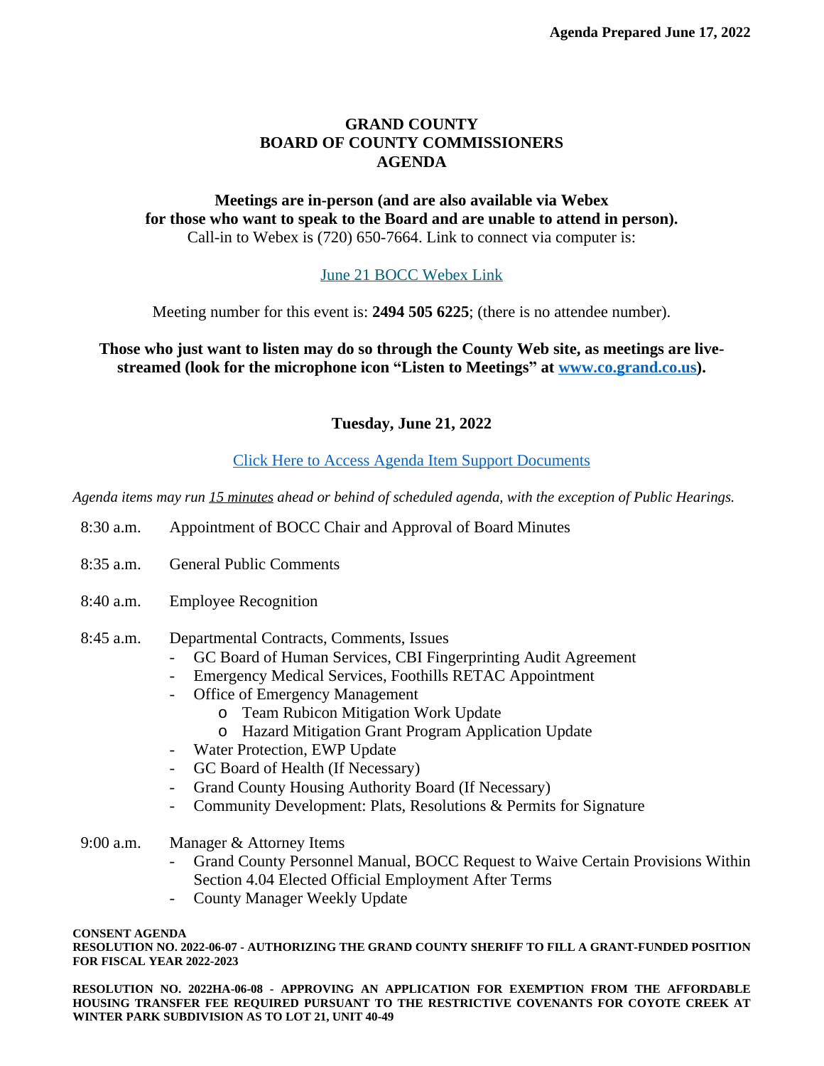**Agenda Prepared June 17, 2022**

# GRAND COUNTY
# BOARD OF COUNTY COMMISSIONERS
# AGENDA

**Meetings are in-person (and are also available via Webex for those who want to speak to the Board and are unable to attend in person).**
Call-in to Webex is (720) 650-7664. Link to connect via computer is:

June 21 BOCC Webex Link

Meeting number for this event is: **2494 505 6225**; (there is no attendee number).

**Those who just want to listen may do so through the County Web site, as meetings are live-streamed (look for the microphone icon "Listen to Meetings" at www.co.grand.co.us).**

## Tuesday, June 21, 2022

Click Here to Access Agenda Item Support Documents

*Agenda items may run 15 minutes ahead or behind of scheduled agenda, with the exception of Public Hearings.*

8:30 a.m. Appointment of BOCC Chair and Approval of Board Minutes

8:35 a.m. General Public Comments

8:40 a.m. Employee Recognition

8:45 a.m. Departmental Contracts, Comments, Issues
- GC Board of Human Services, CBI Fingerprinting Audit Agreement
- Emergency Medical Services, Foothills RETAC Appointment
- Office of Emergency Management
  - Team Rubicon Mitigation Work Update
  - Hazard Mitigation Grant Program Application Update
- Water Protection, EWP Update
- GC Board of Health (If Necessary)
- Grand County Housing Authority Board (If Necessary)
- Community Development: Plats, Resolutions & Permits for Signature

9:00 a.m. Manager & Attorney Items
- Grand County Personnel Manual, BOCC Request to Waive Certain Provisions Within Section 4.04 Elected Official Employment After Terms
- County Manager Weekly Update

**CONSENT AGENDA**
**RESOLUTION NO. 2022-06-07 - AUTHORIZING THE GRAND COUNTY SHERIFF TO FILL A GRANT-FUNDED POSITION FOR FISCAL YEAR 2022-2023**

**RESOLUTION NO. 2022HA-06-08 - APPROVING AN APPLICATION FOR EXEMPTION FROM THE AFFORDABLE HOUSING TRANSFER FEE REQUIRED PURSUANT TO THE RESTRICTIVE COVENANTS FOR COYOTE CREEK AT WINTER PARK SUBDIVISION AS TO LOT 21, UNIT 40-49**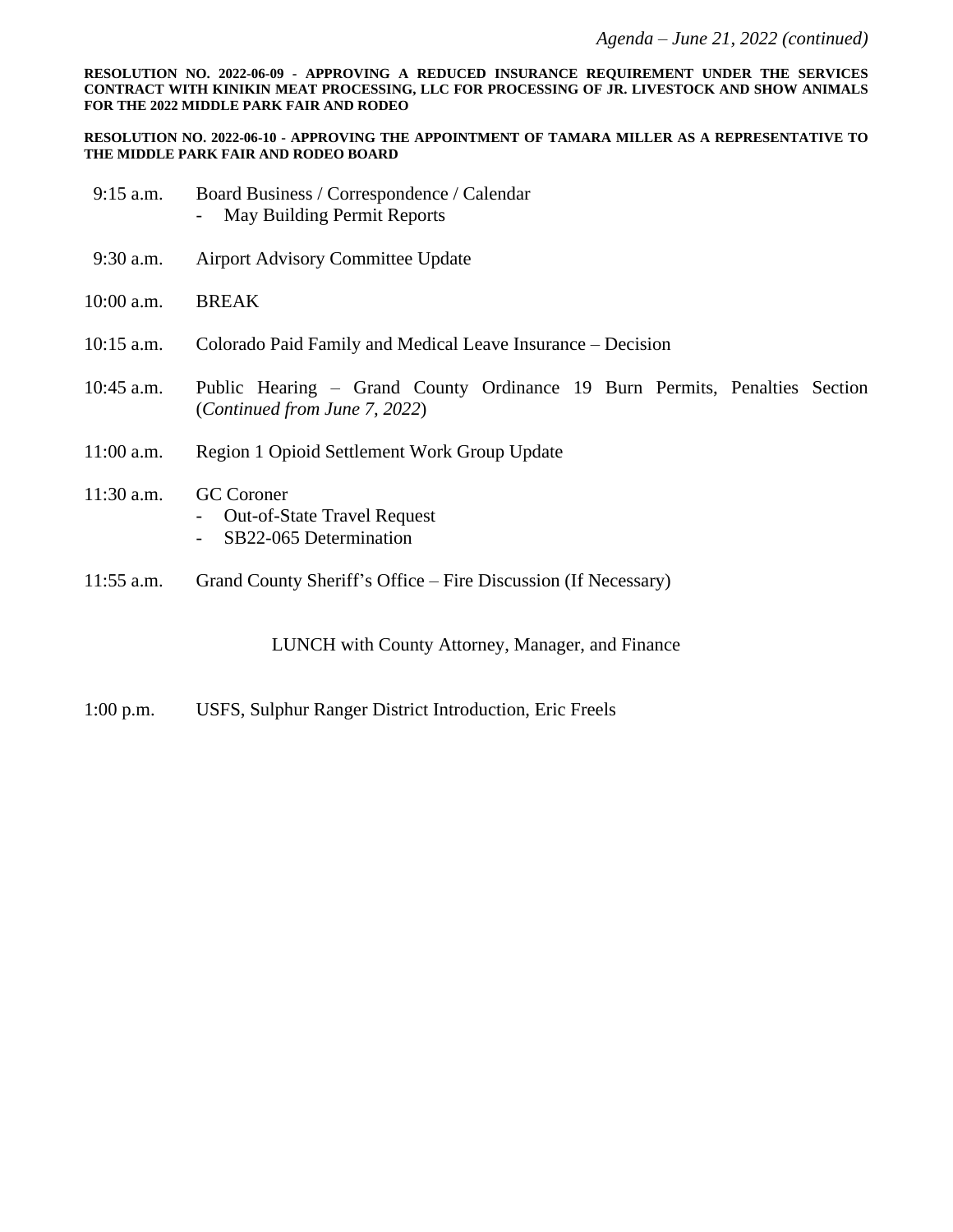**RESOLUTION NO. 2022-06-09 - APPROVING A REDUCED INSURANCE REQUIREMENT UNDER THE SERVICES CONTRACT WITH KINIKIN MEAT PROCESSING, LLC FOR PROCESSING OF JR. LIVESTOCK AND SHOW ANIMALS FOR THE 2022 MIDDLE PARK FAIR AND RODEO**

**RESOLUTION NO. 2022-06-10 - APPROVING THE APPOINTMENT OF TAMARA MILLER AS A REPRESENTATIVE TO THE MIDDLE PARK FAIR AND RODEO BOARD**

9:15 a.m. Board Business / Correspondence / Calendar
- May Building Permit Reports

9:30 a.m. Airport Advisory Committee Update

10:00 a.m. BREAK

10:15 a.m. Colorado Paid Family and Medical Leave Insurance – Decision

10:45 a.m. Public Hearing – Grand County Ordinance 19 Burn Permits, Penalties Section (*Continued from June 7, 2022*)

11:00 a.m. Region 1 Opioid Settlement Work Group Update

11:30 a.m. GC Coroner
- Out-of-State Travel Request
- SB22-065 Determination

11:55 a.m. Grand County Sheriff's Office – Fire Discussion (If Necessary)

LUNCH with County Attorney, Manager, and Finance

1:00 p.m. USFS, Sulphur Ranger District Introduction, Eric Freels